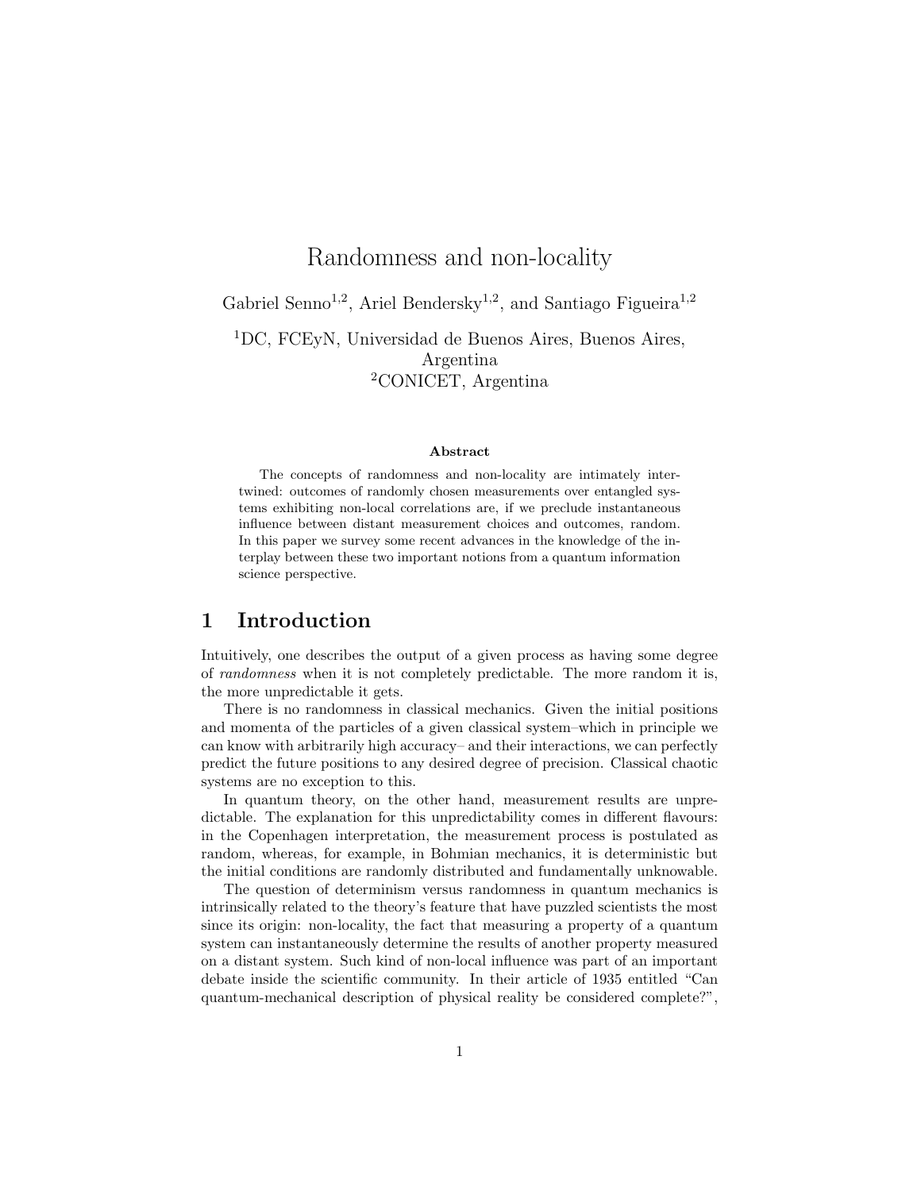# Randomness and non-locality

Gabriel Senno[1,2], Ariel Bendersky[1,2], and Santiago Figueira[1,2]

[1]DC, FCEyN, Universidad de Buenos Aires, Buenos Aires, Argentina

[2]CONICET, Argentina

### Abstract

The concepts of randomness and non-locality are intimately intertwined: outcomes of randomly chosen measurements over entangled systems exhibiting non-local correlations are, if we preclude instantaneous influence between distant measurement choices and outcomes, random. In this paper we survey some recent advances in the knowledge of the interplay between these two important notions from a quantum information science perspective.

## 1 Introduction

Intuitively, one describes the output of a given process as having some degree of *randomness* when it is not completely predictable. The more random it is, the more unpredictable it gets.

There is no randomness in classical mechanics. Given the initial positions and momenta of the particles of a given classical system–which in principle we can know with arbitrarily high accuracy– and their interactions, we can perfectly predict the future positions to any desired degree of precision. Classical chaotic systems are no exception to this.

In quantum theory, on the other hand, measurement results are unpredictable. The explanation for this unpredictability comes in different flavours: in the Copenhagen interpretation, the measurement process is postulated as random, whereas, for example, in Bohmian mechanics, it is deterministic but the initial conditions are randomly distributed and fundamentally unknowable.

The question of determinism versus randomness in quantum mechanics is intrinsically related to the theory's feature that have puzzled scientists the most since its origin: non-locality, the fact that measuring a property of a quantum system can instantaneously determine the results of another property measured on a distant system. Such kind of non-local influence was part of an important debate inside the scientific community. In their article of 1935 entitled "Can quantum-mechanical description of physical reality be considered complete?",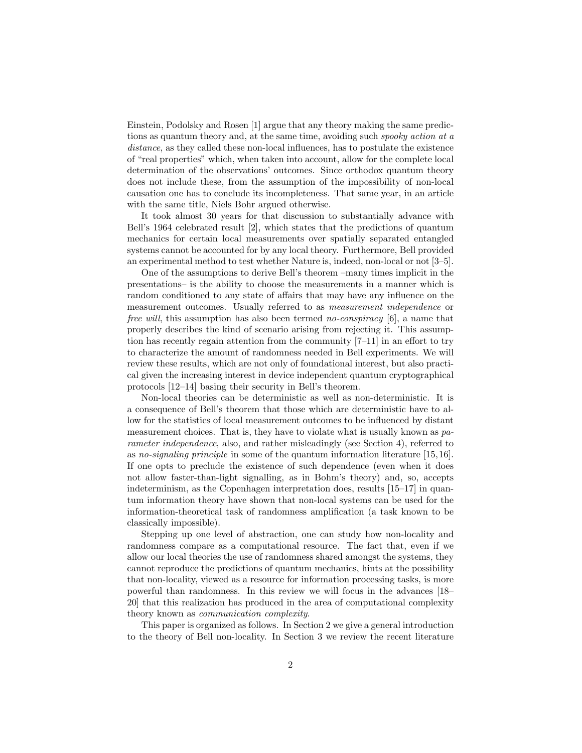Einstein, Podolsky and Rosen [1] argue that any theory making the same predictions as quantum theory and, at the same time, avoiding such *spooky action at a distance*, as they called these non-local influences, has to postulate the existence of "real properties" which, when taken into account, allow for the complete local determination of the observations' outcomes. Since orthodox quantum theory does not include these, from the assumption of the impossibility of non-local causation one has to conclude its incompleteness. That same year, in an article with the same title, Niels Bohr argued otherwise.

It took almost 30 years for that discussion to substantially advance with Bell's 1964 celebrated result [2], which states that the predictions of quantum mechanics for certain local measurements over spatially separated entangled systems cannot be accounted for by any local theory. Furthermore, Bell provided an experimental method to test whether Nature is, indeed, non-local or not [3–5].

One of the assumptions to derive Bell's theorem –many times implicit in the presentations– is the ability to choose the measurements in a manner which is random conditioned to any state of affairs that may have any influence on the measurement outcomes. Usually referred to as *measurement independence* or *free will*, this assumption has also been termed *no-conspiracy* [6], a name that properly describes the kind of scenario arising from rejecting it. This assumption has recently regain attention from the community [7–11] in an effort to try to characterize the amount of randomness needed in Bell experiments. We will review these results, which are not only of foundational interest, but also practical given the increasing interest in device independent quantum cryptographical protocols [12–14] basing their security in Bell's theorem.

Non-local theories can be deterministic as well as non-deterministic. It is a consequence of Bell's theorem that those which are deterministic have to allow for the statistics of local measurement outcomes to be influenced by distant measurement choices. That is, they have to violate what is usually known as *parameter independence*, also, and rather misleadingly (see Section 4), referred to as *no-signaling principle* in some of the quantum information literature [15, 16]. If one opts to preclude the existence of such dependence (even when it does not allow faster-than-light signalling, as in Bohm's theory) and, so, accepts indeterminism, as the Copenhagen interpretation does, results [15–17] in quantum information theory have shown that non-local systems can be used for the information-theoretical task of randomness amplification (a task known to be classically impossible).

Stepping up one level of abstraction, one can study how non-locality and randomness compare as a computational resource. The fact that, even if we allow our local theories the use of randomness shared amongst the systems, they cannot reproduce the predictions of quantum mechanics, hints at the possibility that non-locality, viewed as a resource for information processing tasks, is more powerful than randomness. In this review we will focus in the advances [18–20] that this realization has produced in the area of computational complexity theory known as *communication complexity*.

This paper is organized as follows. In Section 2 we give a general introduction to the theory of Bell non-locality. In Section 3 we review the recent literature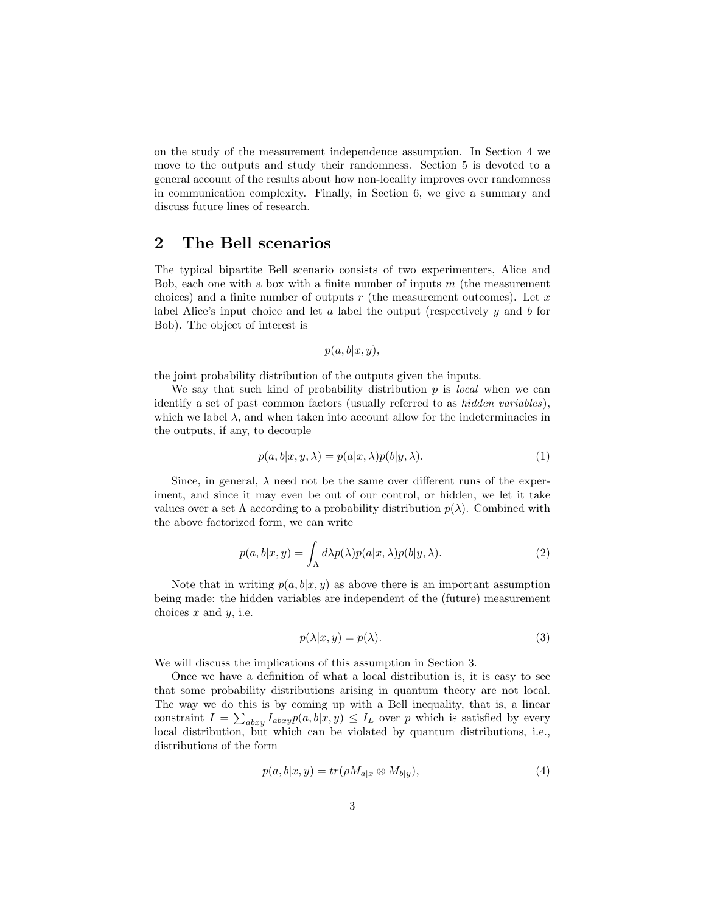on the study of the measurement independence assumption. In Section 4 we move to the outputs and study their randomness. Section 5 is devoted to a general account of the results about how non-locality improves over randomness in communication complexity. Finally, in Section 6, we give a summary and discuss future lines of research.

## 2 The Bell scenarios

The typical bipartite Bell scenario consists of two experimenters, Alice and Bob, each one with a box with a finite number of inputs $m$ (the measurement choices) and a finite number of outputs $r$ (the measurement outcomes). Let $x$ label Alice's input choice and let $a$ label the output (respectively $y$ and $b$ for Bob). The object of interest is

$$p(a,b|x,y),$$

the joint probability distribution of the outputs given the inputs.

We say that such kind of probability distribution $p$ is *local* when we can identify a set of past common factors (usually referred to as *hidden variables*), which we label $\lambda$, and when taken into account allow for the indeterminacies in the outputs, if any, to decouple

$$p(a,b|x,y,\lambda) = p(a|x,\lambda)p(b|y,\lambda). \tag{1}$$

Since, in general, $\lambda$ need not be the same over different runs of the experiment, and since it may even be out of our control, or hidden, we let it take values over a set $\Lambda$ according to a probability distribution $p(\lambda)$. Combined with the above factorized form, we can write

$$p(a,b|x,y) = \int_{\Lambda} d\lambda p(\lambda)p(a|x,\lambda)p(b|y,\lambda). \tag{2}$$

Note that in writing $p(a,b|x,y)$ as above there is an important assumption being made: the hidden variables are independent of the (future) measurement choices $x$ and $y$, i.e.

$$p(\lambda|x,y) = p(\lambda). \tag{3}$$

We will discuss the implications of this assumption in Section 3.

Once we have a definition of what a local distribution is, it is easy to see that some probability distributions arising in quantum theory are not local. The way we do this is by coming up with a Bell inequality, that is, a linear constraint $I = \sum_{abxy} I_{abxy} p(a,b|x,y) \leq I_L$ over $p$ which is satisfied by every local distribution, but which can be violated by quantum distributions, i.e., distributions of the form

$$p(a,b|x,y) = tr(\rho M_{a|x} \otimes M_{b|y}), \tag{4}$$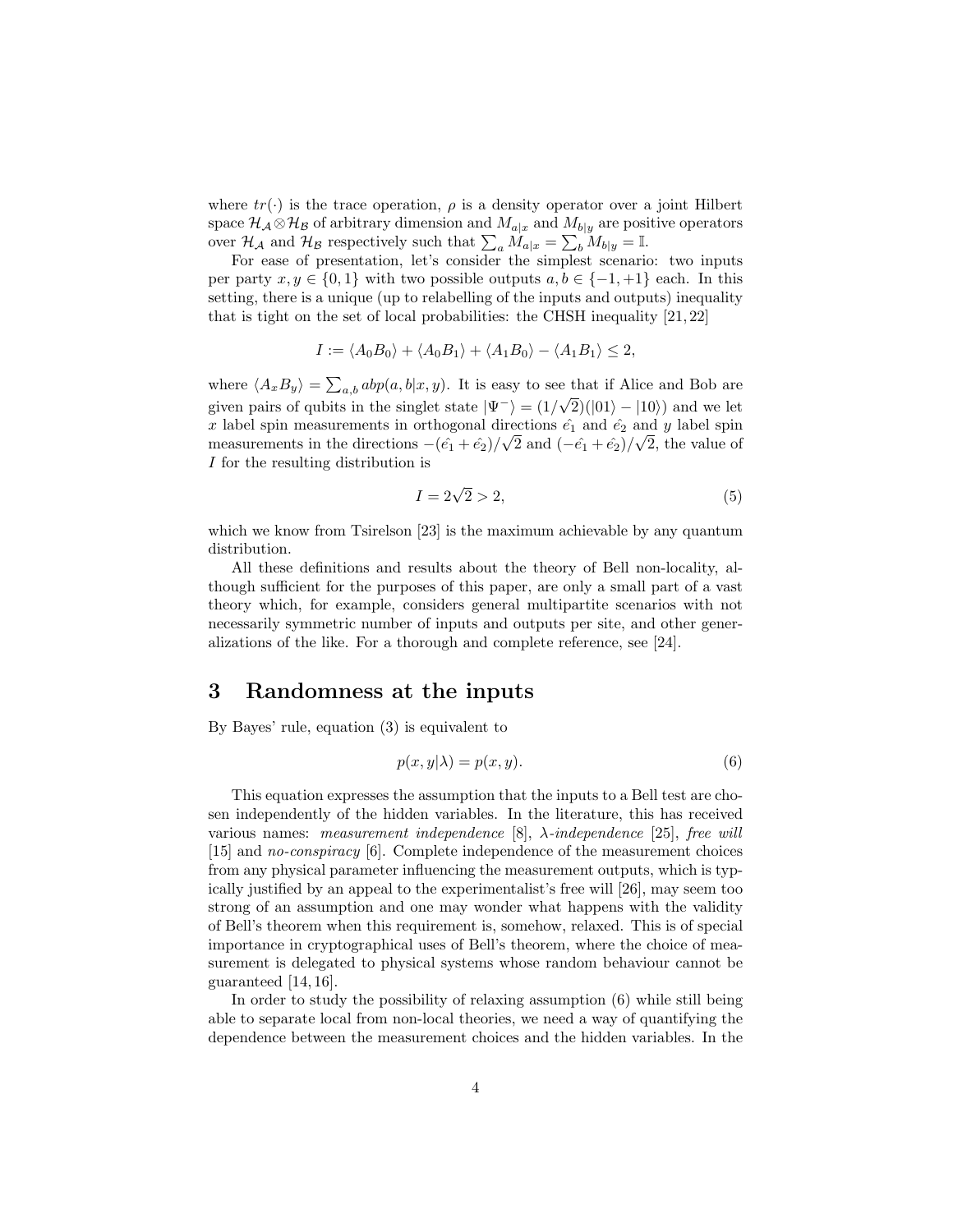where $tr(\cdot)$ is the trace operation, $\rho$ is a density operator over a joint Hilbert space $\mathcal{H}_{\mathcal{A}} \otimes \mathcal{H}_{\mathcal{B}}$ of arbitrary dimension and $M_{a|x}$ and $M_{b|y}$ are positive operators over $\mathcal{H}_{\mathcal{A}}$ and $\mathcal{H}_{\mathcal{B}}$ respectively such that $\sum_a M_{a|x} = \sum_b M_{b|y} = \mathbb{I}$.

For ease of presentation, let's consider the simplest scenario: two inputs per party $x, y \in \{0, 1\}$ with two possible outputs $a, b \in \{-1, +1\}$ each. In this setting, there is a unique (up to relabelling of the inputs and outputs) inequality that is tight on the set of local probabilities: the CHSH inequality [21, 22]

$$I := \langle A_0 B_0 \rangle + \langle A_0 B_1 \rangle + \langle A_1 B_0 \rangle - \langle A_1 B_1 \rangle \leq 2,$$

where $\langle A_x B_y \rangle = \sum_{a,b} abp(a, b|x, y)$. It is easy to see that if Alice and Bob are given pairs of qubits in the singlet state $|\Psi^-\rangle = (1/\sqrt{2})(|01\rangle - |10\rangle)$ and we let $x$ label spin measurements in orthogonal directions $\hat{e_1}$ and $\hat{e_2}$ and $y$ label spin measurements in the directions $-(\hat{e_1} + \hat{e_2})/\sqrt{2}$ and $(-\hat{e_1} + \hat{e_2})/\sqrt{2}$, the value of $I$ for the resulting distribution is

$$I = 2\sqrt{2} > 2, \tag{5}$$

which we know from Tsirelson [23] is the maximum achievable by any quantum distribution.

All these definitions and results about the theory of Bell non-locality, although sufficient for the purposes of this paper, are only a small part of a vast theory which, for example, considers general multipartite scenarios with not necessarily symmetric number of inputs and outputs per site, and other generalizations of the like. For a thorough and complete reference, see [24].

# 3 Randomness at the inputs

By Bayes' rule, equation (3) is equivalent to

$$p(x, y|\lambda) = p(x, y). \tag{6}$$

This equation expresses the assumption that the inputs to a Bell test are chosen independently of the hidden variables. In the literature, this has received various names: *measurement independence* [8], *$\lambda$-independence* [25], *free will* [15] and *no-conspiracy* [6]. Complete independence of the measurement choices from any physical parameter influencing the measurement outputs, which is typically justified by an appeal to the experimentalist's free will [26], may seem too strong of an assumption and one may wonder what happens with the validity of Bell's theorem when this requirement is, somehow, relaxed. This is of special importance in cryptographical uses of Bell's theorem, where the choice of measurement is delegated to physical systems whose random behaviour cannot be guaranteed [14, 16].

In order to study the possibility of relaxing assumption (6) while still being able to separate local from non-local theories, we need a way of quantifying the dependence between the measurement choices and the hidden variables. In the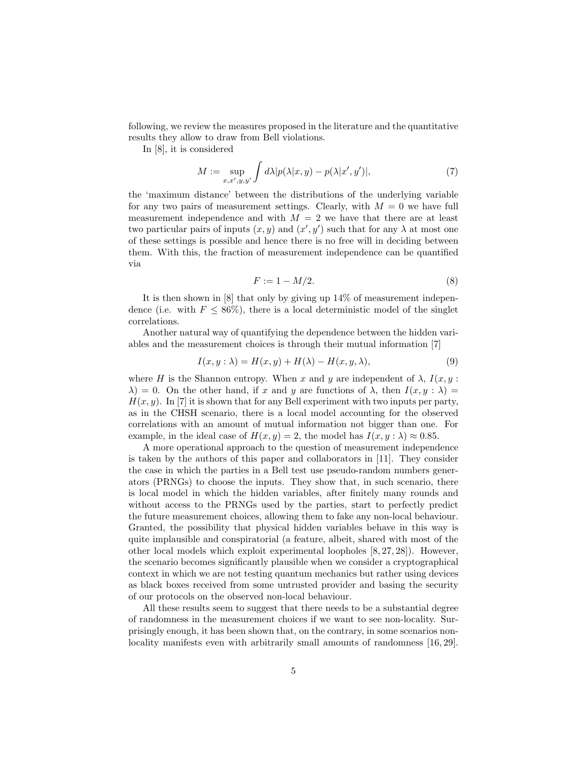following, we review the measures proposed in the literature and the quantitative results they allow to draw from Bell violations.

In [8], it is considered

$$M := \sup_{x,x',y,y'} \int d\lambda |p(\lambda|x,y) - p(\lambda|x',y')|, \tag{7}$$

the 'maximum distance' between the distributions of the underlying variable for any two pairs of measurement settings. Clearly, with $M = 0$ we have full measurement independence and with $M = 2$ we have that there are at least two particular pairs of inputs $(x, y)$ and $(x', y')$ such that for any $\lambda$ at most one of these settings is possible and hence there is no free will in deciding between them. With this, the fraction of measurement independence can be quantified via

$$F := 1 - M/2. \tag{8}$$

It is then shown in [8] that only by giving up 14% of measurement independence (i.e. with $F \leq 86\%$), there is a local deterministic model of the singlet correlations.

Another natural way of quantifying the dependence between the hidden variables and the measurement choices is through their mutual information [7]

$$I(x, y : \lambda) = H(x, y) + H(\lambda) - H(x, y, \lambda), \tag{9}$$

where $H$ is the Shannon entropy. When $x$ and $y$ are independent of $\lambda$, $I(x, y : \lambda) = 0$. On the other hand, if $x$ and $y$ are functions of $\lambda$, then $I(x, y : \lambda) = H(x, y)$. In [7] it is shown that for any Bell experiment with two inputs per party, as in the CHSH scenario, there is a local model accounting for the observed correlations with an amount of mutual information not bigger than one. For example, in the ideal case of $H(x, y) = 2$, the model has $I(x, y : \lambda) \approx 0.85$.

A more operational approach to the question of measurement independence is taken by the authors of this paper and collaborators in [11]. They consider the case in which the parties in a Bell test use pseudo-random numbers generators (PRNGs) to choose the inputs. They show that, in such scenario, there is local model in which the hidden variables, after finitely many rounds and without access to the PRNGs used by the parties, start to perfectly predict the future measurement choices, allowing them to fake any non-local behaviour. Granted, the possibility that physical hidden variables behave in this way is quite implausible and conspiratorial (a feature, albeit, shared with most of the other local models which exploit experimental loopholes [8, 27, 28]). However, the scenario becomes significantly plausible when we consider a cryptographical context in which we are not testing quantum mechanics but rather using devices as black boxes received from some untrusted provider and basing the security of our protocols on the observed non-local behaviour.

All these results seem to suggest that there needs to be a substantial degree of randomness in the measurement choices if we want to see non-locality. Surprisingly enough, it has been shown that, on the contrary, in some scenarios non-locality manifests even with arbitrarily small amounts of randomness [16, 29].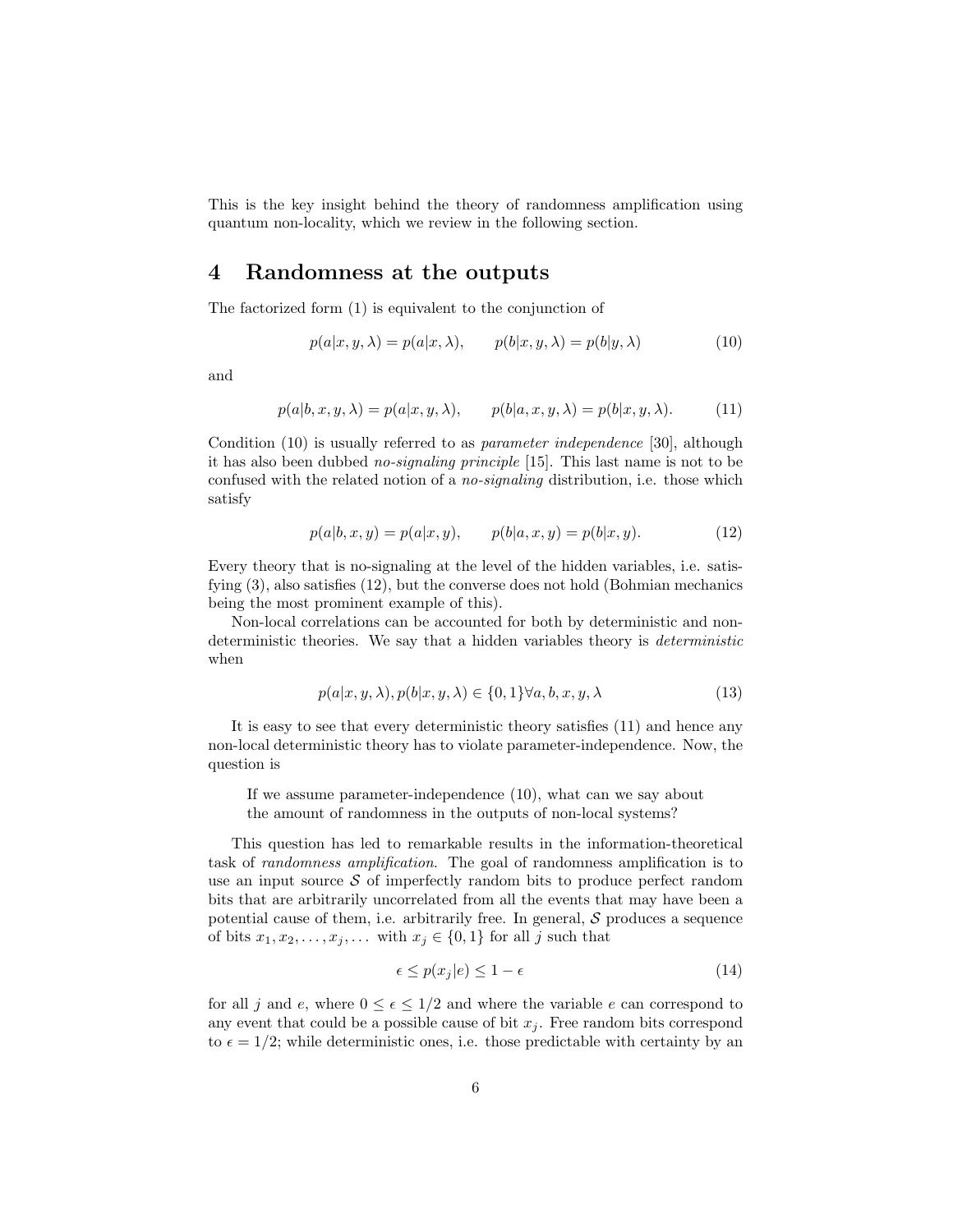This is the key insight behind the theory of randomness amplification using quantum non-locality, which we review in the following section.

# 4 Randomness at the outputs

The factorized form (1) is equivalent to the conjunction of

$$p(a|x, y, \lambda) = p(a|x, \lambda), \qquad p(b|x, y, \lambda) = p(b|y, \lambda) \tag{10}$$

and

$$p(a|b, x, y, \lambda) = p(a|x, y, \lambda), \qquad p(b|a, x, y, \lambda) = p(b|x, y, \lambda). \tag{11}$$

Condition (10) is usually referred to as *parameter independence* [30], although it has also been dubbed *no-signaling principle* [15]. This last name is not to be confused with the related notion of a *no-signaling* distribution, i.e. those which satisfy

$$p(a|b, x, y) = p(a|x, y), \qquad p(b|a, x, y) = p(b|x, y). \tag{12}$$

Every theory that is no-signaling at the level of the hidden variables, i.e. satisfying (3), also satisfies (12), but the converse does not hold (Bohmian mechanics being the most prominent example of this).

Non-local correlations can be accounted for both by deterministic and non-deterministic theories. We say that a hidden variables theory is *deterministic* when

$$p(a|x, y, \lambda), p(b|x, y, \lambda) \in \{0, 1\} \forall a, b, x, y, \lambda \tag{13}$$

It is easy to see that every deterministic theory satisfies (11) and hence any non-local deterministic theory has to violate parameter-independence. Now, the question is

> If we assume parameter-independence (10), what can we say about the amount of randomness in the outputs of non-local systems?

This question has led to remarkable results in the information-theoretical task of *randomness amplification*. The goal of randomness amplification is to use an input source $\mathcal{S}$ of imperfectly random bits to produce perfect random bits that are arbitrarily uncorrelated from all the events that may have been a potential cause of them, i.e. arbitrarily free. In general, $\mathcal{S}$ produces a sequence of bits $x_1, x_2, \ldots, x_j, \ldots$ with $x_j \in \{0, 1\}$ for all $j$ such that

$$\epsilon \leq p(x_j|e) \leq 1 - \epsilon \tag{14}$$

for all $j$ and $e$, where $0 \leq \epsilon \leq 1/2$ and where the variable $e$ can correspond to any event that could be a possible cause of bit $x_j$. Free random bits correspond to $\epsilon = 1/2$; while deterministic ones, i.e. those predictable with certainty by an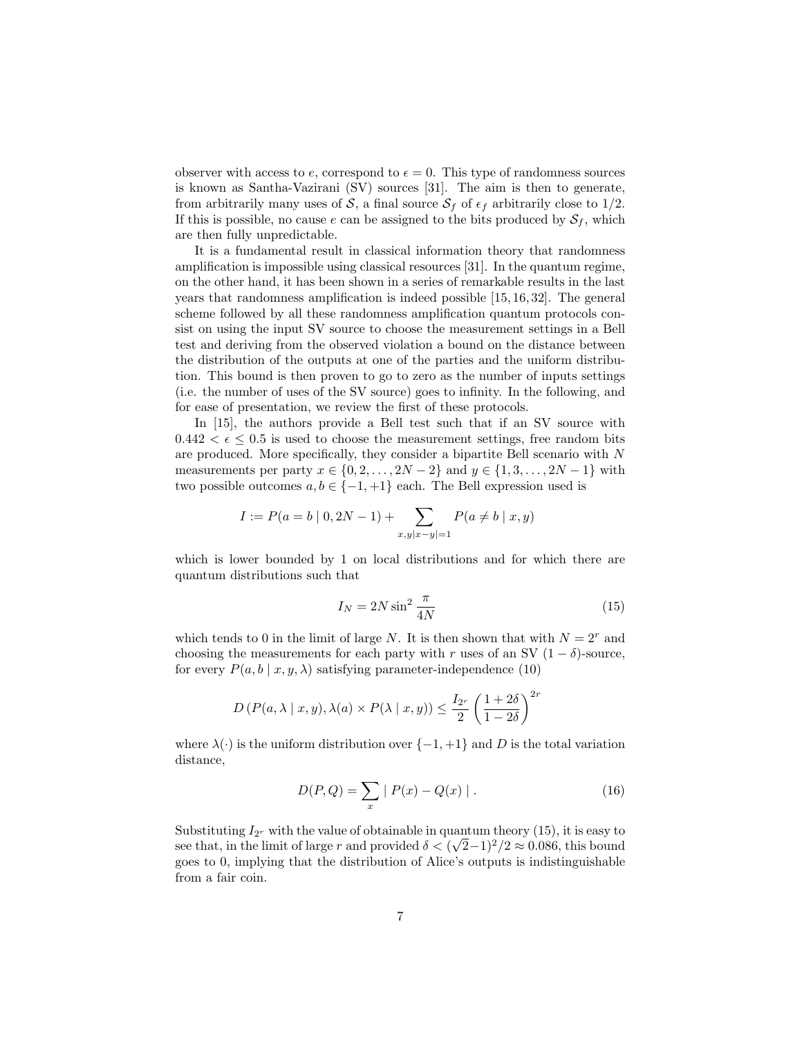observer with access to $e$, correspond to $\epsilon = 0$. This type of randomness sources is known as Santha-Vazirani (SV) sources [31]. The aim is then to generate, from arbitrarily many uses of $\mathcal{S}$, a final source $\mathcal{S}_f$ of $\epsilon_f$ arbitrarily close to 1/2. If this is possible, no cause $e$ can be assigned to the bits produced by $\mathcal{S}_f$, which are then fully unpredictable.

It is a fundamental result in classical information theory that randomness amplification is impossible using classical resources [31]. In the quantum regime, on the other hand, it has been shown in a series of remarkable results in the last years that randomness amplification is indeed possible [15, 16, 32]. The general scheme followed by all these randomness amplification quantum protocols consist on using the input SV source to choose the measurement settings in a Bell test and deriving from the observed violation a bound on the distance between the distribution of the outputs at one of the parties and the uniform distribution. This bound is then proven to go to zero as the number of inputs settings (i.e. the number of uses of the SV source) goes to infinity. In the following, and for ease of presentation, we review the first of these protocols.

In [15], the authors provide a Bell test such that if an SV source with $0.442 < \epsilon \leq 0.5$ is used to choose the measurement settings, free random bits are produced. More specifically, they consider a bipartite Bell scenario with $N$ measurements per party $x \in \{0, 2, \ldots, 2N-2\}$ and $y \in \{1, 3, \ldots, 2N-1\}$ with two possible outcomes $a, b \in \{-1, +1\}$ each. The Bell expression used is

$$I := P(a = b \mid 0, 2N-1) + \sum_{x,y \mid x-y \mid =1} P(a \neq b \mid x, y)$$

which is lower bounded by 1 on local distributions and for which there are quantum distributions such that

$$I_N = 2N \sin^2 \frac{\pi}{4N} \tag{15}$$

which tends to 0 in the limit of large $N$. It is then shown that with $N = 2^r$ and choosing the measurements for each party with $r$ uses of an SV $(1-\delta)$-source, for every $P(a, b \mid x, y, \lambda)$ satisfying parameter-independence (10)

$$D\left(P(a, \lambda \mid x, y), \lambda(a) \times P(\lambda \mid x, y)\right) \leq \frac{I_{2^r}}{2} \left(\frac{1+2\delta}{1-2\delta}\right)^{2r}$$

where $\lambda(\cdot)$ is the uniform distribution over $\{-1, +1\}$ and $D$ is the total variation distance,

$$D(P, Q) = \sum_x \mid P(x) - Q(x) \mid . \tag{16}$$

Substituting $I_{2^r}$ with the value of obtainable in quantum theory (15), it is easy to see that, in the limit of large $r$ and provided $\delta < (\sqrt{2}-1)^2/2 \approx 0.086$, this bound goes to 0, implying that the distribution of Alice's outputs is indistinguishable from a fair coin.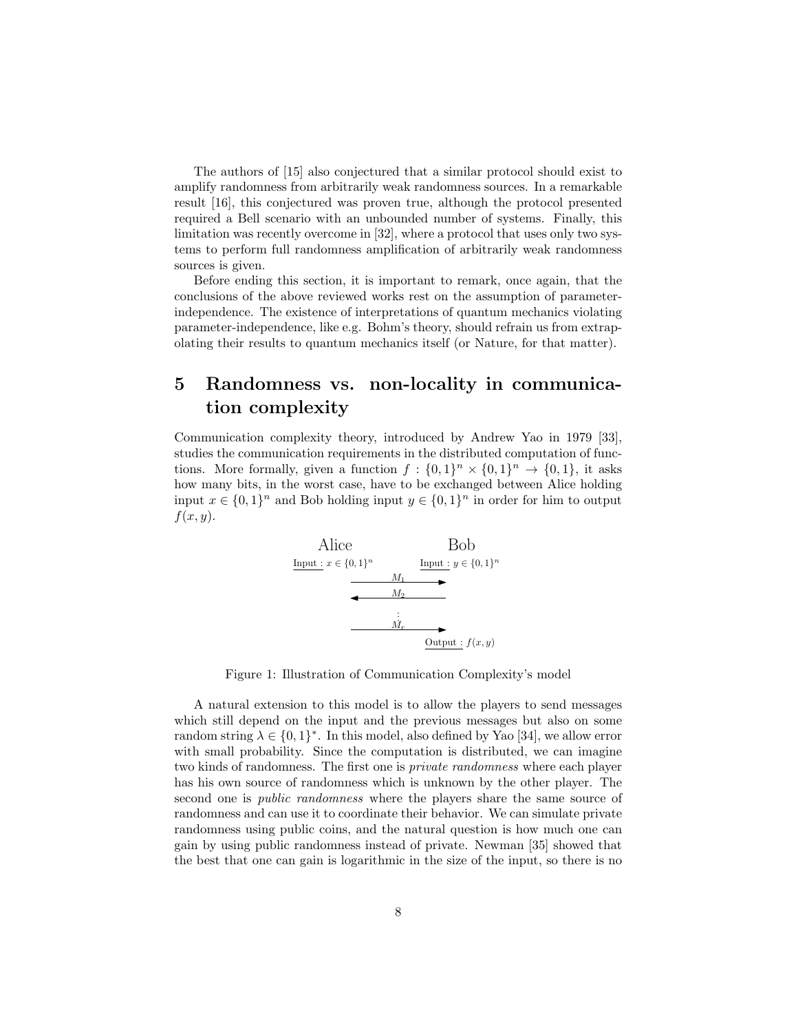The authors of [15] also conjectured that a similar protocol should exist to amplify randomness from arbitrarily weak randomness sources. In a remarkable result [16], this conjectured was proven true, although the protocol presented required a Bell scenario with an unbounded number of systems. Finally, this limitation was recently overcome in [32], where a protocol that uses only two systems to perform full randomness amplification of arbitrarily weak randomness sources is given.

Before ending this section, it is important to remark, once again, that the conclusions of the above reviewed works rest on the assumption of parameter-independence. The existence of interpretations of quantum mechanics violating parameter-independence, like e.g. Bohm's theory, should refrain us from extrapolating their results to quantum mechanics itself (or Nature, for that matter).

# 5 Randomness vs. non-locality in communication complexity

Communication complexity theory, introduced by Andrew Yao in 1979 [33], studies the communication requirements in the distributed computation of functions. More formally, given a function $f : \{0,1\}^n \times \{0,1\}^n \to \{0,1\}$, it asks how many bits, in the worst case, have to be exchanged between Alice holding input $x \in \{0,1\}^n$ and Bob holding input $y \in \{0,1\}^n$ in order for him to output $f(x,y)$.

Alice — Input : $x \in \{0,1\}^n$

Bob — Input : $y \in \{0,1\}^n$

$M_1$ (Alice → Bob), $M_2$ (Bob → Alice), ..., $M_r$ (Alice → Bob)

Output : $f(x,y)$

Figure 1: Illustration of Communication Complexity's model

A natural extension to this model is to allow the players to send messages which still depend on the input and the previous messages but also on some random string $\lambda \in \{0,1\}^*$. In this model, also defined by Yao [34], we allow error with small probability. Since the computation is distributed, we can imagine two kinds of randomness. The first one is *private randomness* where each player has his own source of randomness which is unknown by the other player. The second one is *public randomness* where the players share the same source of randomness and can use it to coordinate their behavior. We can simulate private randomness using public coins, and the natural question is how much one can gain by using public randomness instead of private. Newman [35] showed that the best that one can gain is logarithmic in the size of the input, so there is no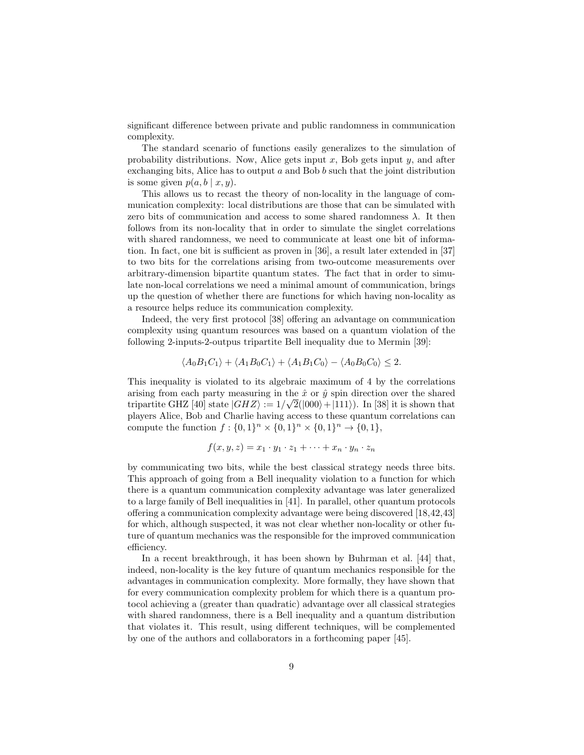significant difference between private and public randomness in communication complexity.

The standard scenario of functions easily generalizes to the simulation of probability distributions. Now, Alice gets input $x$, Bob gets input $y$, and after exchanging bits, Alice has to output $a$ and Bob $b$ such that the joint distribution is some given $p(a, b \mid x, y)$.

This allows us to recast the theory of non-locality in the language of communication complexity: local distributions are those that can be simulated with zero bits of communication and access to some shared randomness $\lambda$. It then follows from its non-locality that in order to simulate the singlet correlations with shared randomness, we need to communicate at least one bit of information. In fact, one bit is sufficient as proven in [36], a result later extended in [37] to two bits for the correlations arising from two-outcome measurements over arbitrary-dimension bipartite quantum states. The fact that in order to simulate non-local correlations we need a minimal amount of communication, brings up the question of whether there are functions for which having non-locality as a resource helps reduce its communication complexity.

Indeed, the very first protocol [38] offering an advantage on communication complexity using quantum resources was based on a quantum violation of the following 2-inputs-2-outpus tripartite Bell inequality due to Mermin [39]:

$$\langle A_0 B_1 C_1 \rangle + \langle A_1 B_0 C_1 \rangle + \langle A_1 B_1 C_0 \rangle - \langle A_0 B_0 C_0 \rangle \leq 2.$$

This inequality is violated to its algebraic maximum of 4 by the correlations arising from each party measuring in the $\hat{x}$ or $\hat{y}$ spin direction over the shared tripartite GHZ [40] state $|GHZ\rangle := 1/\sqrt{2}(|000\rangle + |111\rangle)$. In [38] it is shown that players Alice, Bob and Charlie having access to these quantum correlations can compute the function $f : \{0,1\}^n \times \{0,1\}^n \times \{0,1\}^n \to \{0,1\}$,

$$f(x, y, z) = x_1 \cdot y_1 \cdot z_1 + \cdots + x_n \cdot y_n \cdot z_n$$

by communicating two bits, while the best classical strategy needs three bits. This approach of going from a Bell inequality violation to a function for which there is a quantum communication complexity advantage was later generalized to a large family of Bell inequalities in [41]. In parallel, other quantum protocols offering a communication complexity advantage were being discovered [18,42,43] for which, although suspected, it was not clear whether non-locality or other future of quantum mechanics was the responsible for the improved communication efficiency.

In a recent breakthrough, it has been shown by Buhrman et al. [44] that, indeed, non-locality is the key future of quantum mechanics responsible for the advantages in communication complexity. More formally, they have shown that for every communication complexity problem for which there is a quantum protocol achieving a (greater than quadratic) advantage over all classical strategies with shared randomness, there is a Bell inequality and a quantum distribution that violates it. This result, using different techniques, will be complemented by one of the authors and collaborators in a forthcoming paper [45].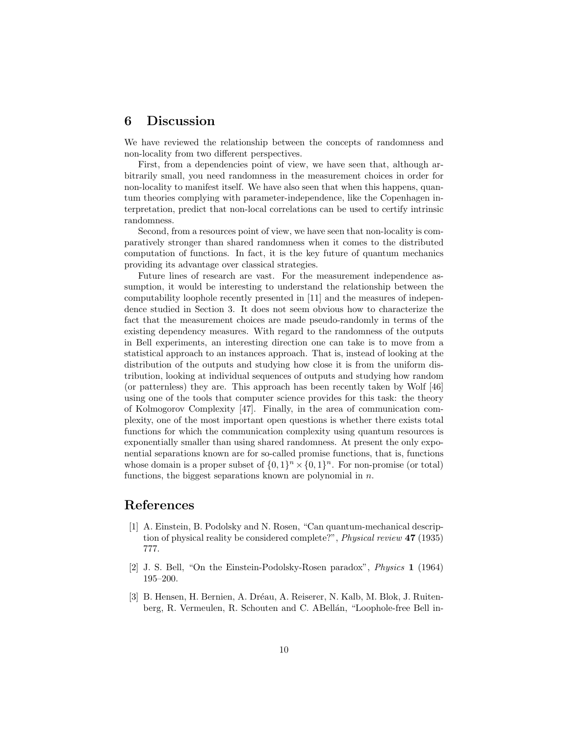## 6 Discussion

We have reviewed the relationship between the concepts of randomness and non-locality from two different perspectives.

First, from a dependencies point of view, we have seen that, although arbitrarily small, you need randomness in the measurement choices in order for non-locality to manifest itself. We have also seen that when this happens, quantum theories complying with parameter-independence, like the Copenhagen interpretation, predict that non-local correlations can be used to certify intrinsic randomness.

Second, from a resources point of view, we have seen that non-locality is comparatively stronger than shared randomness when it comes to the distributed computation of functions. In fact, it is the key future of quantum mechanics providing its advantage over classical strategies.

Future lines of research are vast. For the measurement independence assumption, it would be interesting to understand the relationship between the computability loophole recently presented in [11] and the measures of independence studied in Section 3. It does not seem obvious how to characterize the fact that the measurement choices are made pseudo-randomly in terms of the existing dependency measures. With regard to the randomness of the outputs in Bell experiments, an interesting direction one can take is to move from a statistical approach to an instances approach. That is, instead of looking at the distribution of the outputs and studying how close it is from the uniform distribution, looking at individual sequences of outputs and studying how random (or patternless) they are. This approach has been recently taken by Wolf [46] using one of the tools that computer science provides for this task: the theory of Kolmogorov Complexity [47]. Finally, in the area of communication complexity, one of the most important open questions is whether there exists total functions for which the communication complexity using quantum resources is exponentially smaller than using shared randomness. At present the only exponential separations known are for so-called promise functions, that is, functions whose domain is a proper subset of $\{0,1\}^n \times \{0,1\}^n$. For non-promise (or total) functions, the biggest separations known are polynomial in $n$.

## References

[1] A. Einstein, B. Podolsky and N. Rosen, "Can quantum-mechanical description of physical reality be considered complete?", *Physical review* **47** (1935) 777.

[2] J. S. Bell, "On the Einstein-Podolsky-Rosen paradox", *Physics* **1** (1964) 195–200.

[3] B. Hensen, H. Bernien, A. Dréau, A. Reiserer, N. Kalb, M. Blok, J. Ruitenberg, R. Vermeulen, R. Schouten and C. ABellán, "Loophole-free Bell in-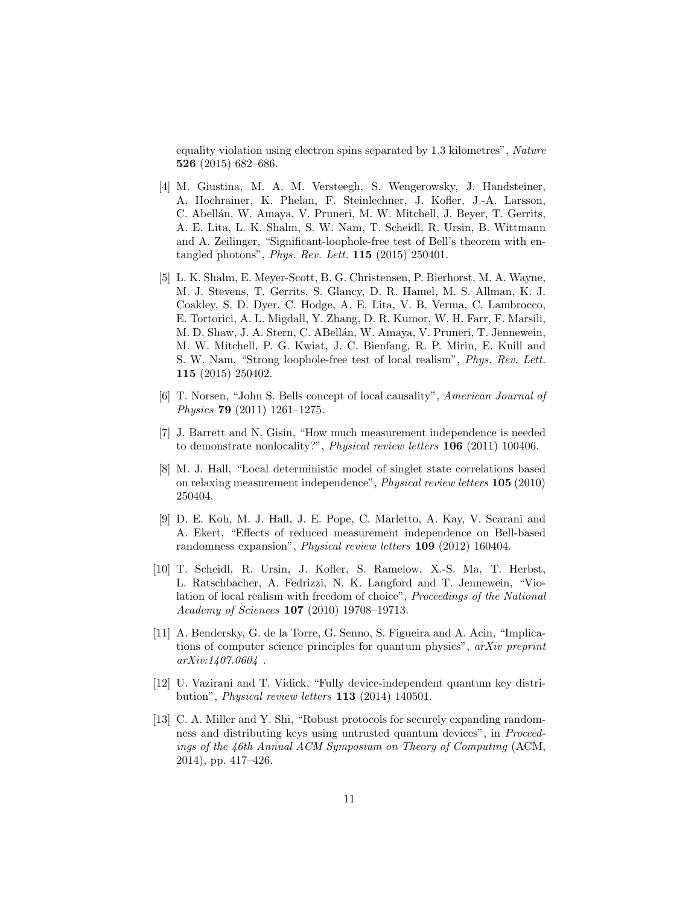equality violation using electron spins separated by 1.3 kilometres", *Nature* **526** (2015) 682–686.

[4] M. Giustina, M. A. M. Versteegh, S. Wengerowsky, J. Handsteiner, A. Hochrainer, K. Phelan, F. Steinlechner, J. Kofler, J.-A. Larsson, C. Abellán, W. Amaya, V. Pruneri, M. W. Mitchell, J. Beyer, T. Gerrits, A. E. Lita, L. K. Shalm, S. W. Nam, T. Scheidl, R. Ursin, B. Wittmann and A. Zeilinger, "Significant-loophole-free test of Bell's theorem with entangled photons", *Phys. Rev. Lett.* **115** (2015) 250401.

[5] L. K. Shalm, E. Meyer-Scott, B. G. Christensen, P. Bierhorst, M. A. Wayne, M. J. Stevens, T. Gerrits, S. Glancy, D. R. Hamel, M. S. Allman, K. J. Coakley, S. D. Dyer, C. Hodge, A. E. Lita, V. B. Verma, C. Lambrocco, E. Tortorici, A. L. Migdall, Y. Zhang, D. R. Kumor, W. H. Farr, F. Marsili, M. D. Shaw, J. A. Stern, C. ABellán, W. Amaya, V. Pruneri, T. Jennewein, M. W. Mitchell, P. G. Kwiat, J. C. Bienfang, R. P. Mirin, E. Knill and S. W. Nam, "Strong loophole-free test of local realism", *Phys. Rev. Lett.* **115** (2015) 250402.

[6] T. Norsen, "John S. Bells concept of local causality", *American Journal of Physics* **79** (2011) 1261–1275.

[7] J. Barrett and N. Gisin, "How much measurement independence is needed to demonstrate nonlocality?", *Physical review letters* **106** (2011) 100406.

[8] M. J. Hall, "Local deterministic model of singlet state correlations based on relaxing measurement independence", *Physical review letters* **105** (2010) 250404.

[9] D. E. Koh, M. J. Hall, J. E. Pope, C. Marletto, A. Kay, V. Scarani and A. Ekert, "Effects of reduced measurement independence on Bell-based randomness expansion", *Physical review letters* **109** (2012) 160404.

[10] T. Scheidl, R. Ursin, J. Kofler, S. Ramelow, X.-S. Ma, T. Herbst, L. Ratschbacher, A. Fedrizzi, N. K. Langford and T. Jennewein, "Violation of local realism with freedom of choice", *Proceedings of the National Academy of Sciences* **107** (2010) 19708–19713.

[11] A. Bendersky, G. de la Torre, G. Senno, S. Figueira and A. Acin, "Implications of computer science principles for quantum physics", *arXiv preprint arXiv:1407.0604* .

[12] U. Vazirani and T. Vidick, "Fully device-independent quantum key distribution", *Physical review letters* **113** (2014) 140501.

[13] C. A. Miller and Y. Shi, "Robust protocols for securely expanding randomness and distributing keys using untrusted quantum devices", in *Proceedings of the 46th Annual ACM Symposium on Theory of Computing* (ACM, 2014), pp. 417–426.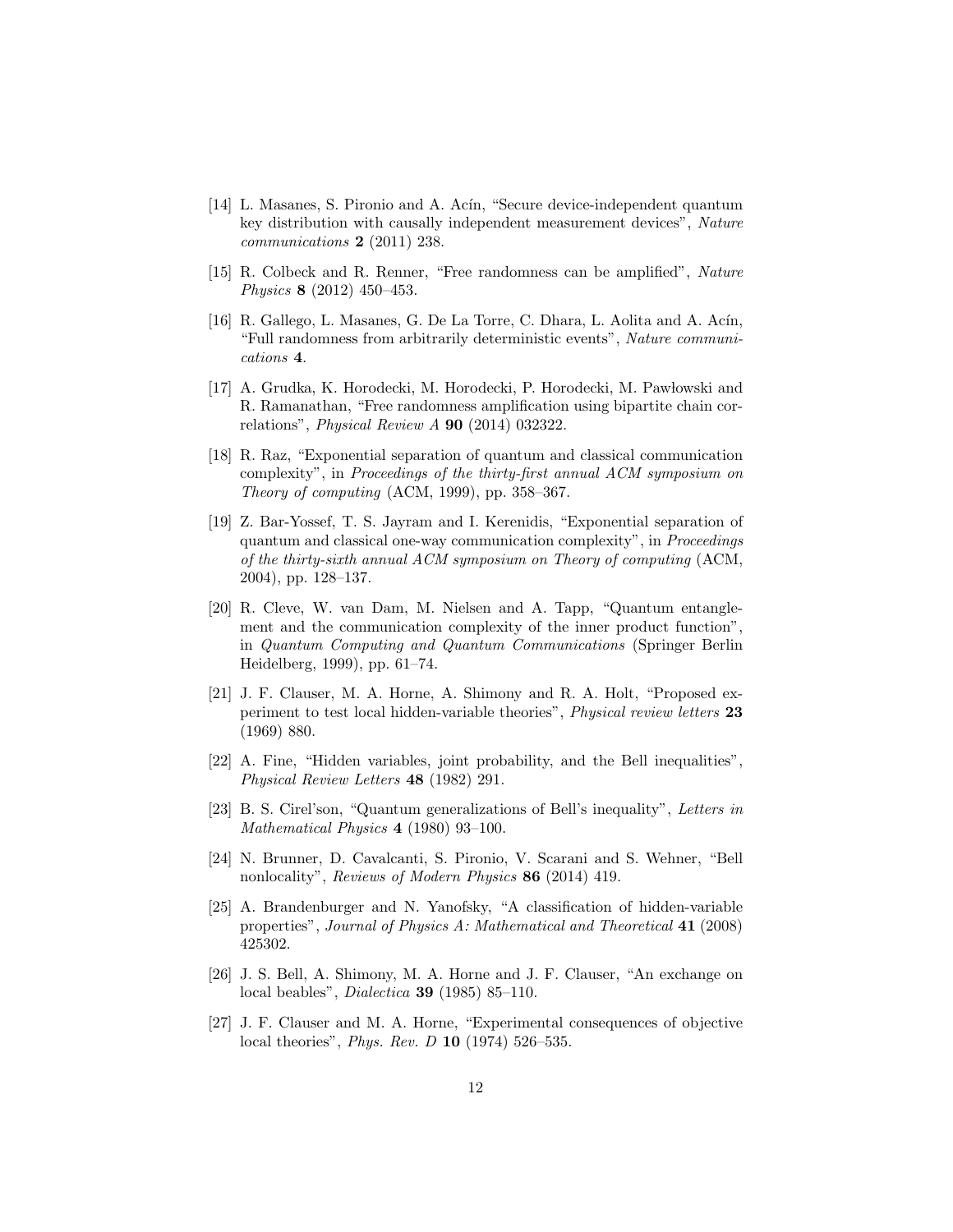[14] L. Masanes, S. Pironio and A. Acín, "Secure device-independent quantum key distribution with causally independent measurement devices", *Nature communications* **2** (2011) 238.

[15] R. Colbeck and R. Renner, "Free randomness can be amplified", *Nature Physics* **8** (2012) 450–453.

[16] R. Gallego, L. Masanes, G. De La Torre, C. Dhara, L. Aolita and A. Acín, "Full randomness from arbitrarily deterministic events", *Nature communications* **4**.

[17] A. Grudka, K. Horodecki, M. Horodecki, P. Horodecki, M. Pawłowski and R. Ramanathan, "Free randomness amplification using bipartite chain correlations", *Physical Review A* **90** (2014) 032322.

[18] R. Raz, "Exponential separation of quantum and classical communication complexity", in *Proceedings of the thirty-first annual ACM symposium on Theory of computing* (ACM, 1999), pp. 358–367.

[19] Z. Bar-Yossef, T. S. Jayram and I. Kerenidis, "Exponential separation of quantum and classical one-way communication complexity", in *Proceedings of the thirty-sixth annual ACM symposium on Theory of computing* (ACM, 2004), pp. 128–137.

[20] R. Cleve, W. van Dam, M. Nielsen and A. Tapp, "Quantum entanglement and the communication complexity of the inner product function", in *Quantum Computing and Quantum Communications* (Springer Berlin Heidelberg, 1999), pp. 61–74.

[21] J. F. Clauser, M. A. Horne, A. Shimony and R. A. Holt, "Proposed experiment to test local hidden-variable theories", *Physical review letters* **23** (1969) 880.

[22] A. Fine, "Hidden variables, joint probability, and the Bell inequalities", *Physical Review Letters* **48** (1982) 291.

[23] B. S. Cirel'son, "Quantum generalizations of Bell's inequality", *Letters in Mathematical Physics* **4** (1980) 93–100.

[24] N. Brunner, D. Cavalcanti, S. Pironio, V. Scarani and S. Wehner, "Bell nonlocality", *Reviews of Modern Physics* **86** (2014) 419.

[25] A. Brandenburger and N. Yanofsky, "A classification of hidden-variable properties", *Journal of Physics A: Mathematical and Theoretical* **41** (2008) 425302.

[26] J. S. Bell, A. Shimony, M. A. Horne and J. F. Clauser, "An exchange on local beables", *Dialectica* **39** (1985) 85–110.

[27] J. F. Clauser and M. A. Horne, "Experimental consequences of objective local theories", *Phys. Rev. D* **10** (1974) 526–535.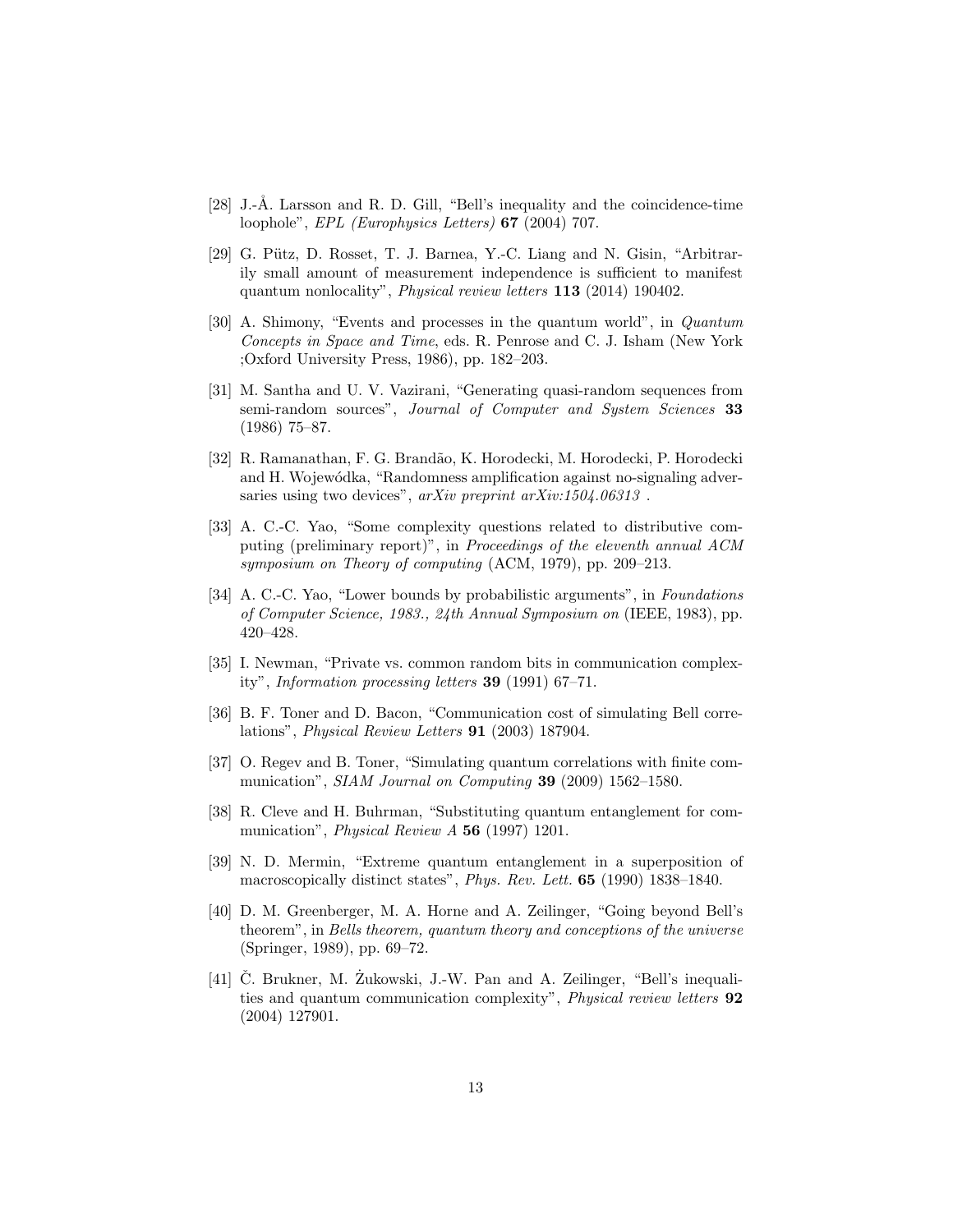[28] J.-Å. Larsson and R. D. Gill, "Bell's inequality and the coincidence-time loophole", *EPL (Europhysics Letters)* **67** (2004) 707.

[29] G. Pütz, D. Rosset, T. J. Barnea, Y.-C. Liang and N. Gisin, "Arbitrarily small amount of measurement independence is sufficient to manifest quantum nonlocality", *Physical review letters* **113** (2014) 190402.

[30] A. Shimony, "Events and processes in the quantum world", in *Quantum Concepts in Space and Time*, eds. R. Penrose and C. J. Isham (New York ;Oxford University Press, 1986), pp. 182–203.

[31] M. Santha and U. V. Vazirani, "Generating quasi-random sequences from semi-random sources", *Journal of Computer and System Sciences* **33** (1986) 75–87.

[32] R. Ramanathan, F. G. Brandão, K. Horodecki, M. Horodecki, P. Horodecki and H. Wojewódka, "Randomness amplification against no-signaling adversaries using two devices", *arXiv preprint arXiv:1504.06313* .

[33] A. C.-C. Yao, "Some complexity questions related to distributive computing (preliminary report)", in *Proceedings of the eleventh annual ACM symposium on Theory of computing* (ACM, 1979), pp. 209–213.

[34] A. C.-C. Yao, "Lower bounds by probabilistic arguments", in *Foundations of Computer Science, 1983., 24th Annual Symposium on* (IEEE, 1983), pp. 420–428.

[35] I. Newman, "Private vs. common random bits in communication complexity", *Information processing letters* **39** (1991) 67–71.

[36] B. F. Toner and D. Bacon, "Communication cost of simulating Bell correlations", *Physical Review Letters* **91** (2003) 187904.

[37] O. Regev and B. Toner, "Simulating quantum correlations with finite communication", *SIAM Journal on Computing* **39** (2009) 1562–1580.

[38] R. Cleve and H. Buhrman, "Substituting quantum entanglement for communication", *Physical Review A* **56** (1997) 1201.

[39] N. D. Mermin, "Extreme quantum entanglement in a superposition of macroscopically distinct states", *Phys. Rev. Lett.* **65** (1990) 1838–1840.

[40] D. M. Greenberger, M. A. Horne and A. Zeilinger, "Going beyond Bell's theorem", in *Bells theorem, quantum theory and conceptions of the universe* (Springer, 1989), pp. 69–72.

[41] Č. Brukner, M. Żukowski, J.-W. Pan and A. Zeilinger, "Bell's inequalities and quantum communication complexity", *Physical review letters* **92** (2004) 127901.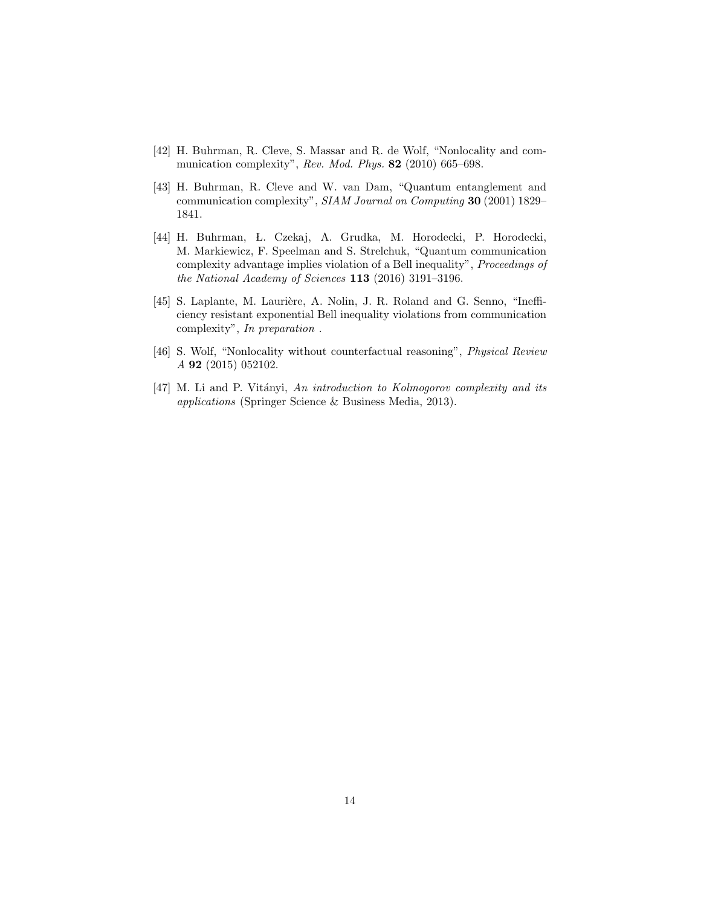[42] H. Buhrman, R. Cleve, S. Massar and R. de Wolf, "Nonlocality and communication complexity", *Rev. Mod. Phys.* **82** (2010) 665–698.

[43] H. Buhrman, R. Cleve and W. van Dam, "Quantum entanglement and communication complexity", *SIAM Journal on Computing* **30** (2001) 1829–1841.

[44] H. Buhrman, Ł. Czekaj, A. Grudka, M. Horodecki, P. Horodecki, M. Markiewicz, F. Speelman and S. Strelchuk, "Quantum communication complexity advantage implies violation of a Bell inequality", *Proceedings of the National Academy of Sciences* **113** (2016) 3191–3196.

[45] S. Laplante, M. Laurière, A. Nolin, J. R. Roland and G. Senno, "Inefficiency resistant exponential Bell inequality violations from communication complexity", *In preparation* .

[46] S. Wolf, "Nonlocality without counterfactual reasoning", *Physical Review A* **92** (2015) 052102.

[47] M. Li and P. Vitányi, *An introduction to Kolmogorov complexity and its applications* (Springer Science & Business Media, 2013).